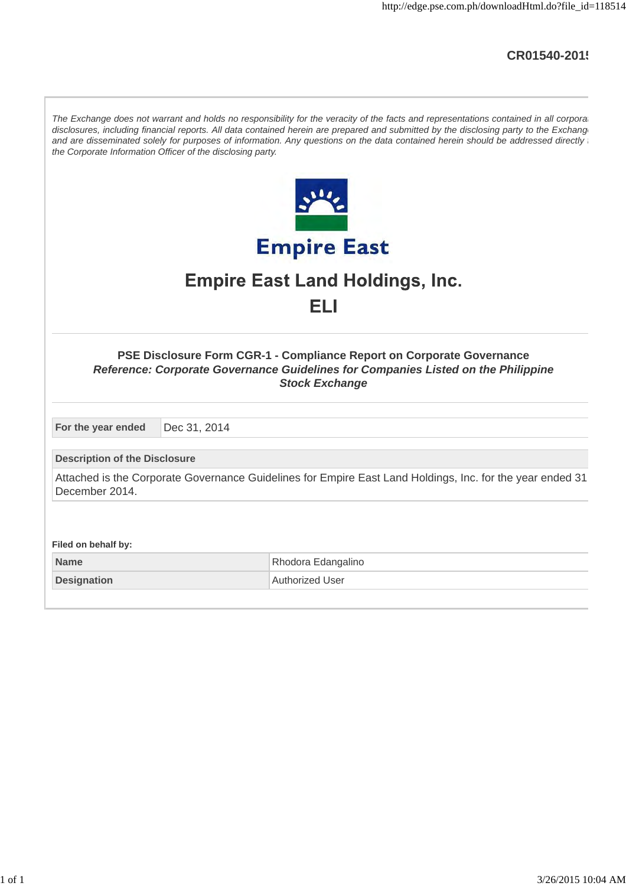CR01540-2015

*The Exchange does not warrant and holds no responsibility for the veracity of the facts and representations contained in all corporate disclosures, including financial reports. All data contained herein are prepared and submitted by the disclosing party to the Exchange, and are disseminated solely for purposes of information. Any questions on the data contained herein should be addressed directly to the Corporate Information Officer of the disclosing party.*

Empire East

# Empire East Land Holdings, Inc.

# ELI

### PSE Disclosure Form CGR-1 - Compliance Report on Corporate Governance

***Reference: Corporate Governance Guidelines for Companies Listed on the Philippine Stock Exchange***

| **For the year ended** | Dec 31, 2014 |
|---|---|

| **Description of the Disclosure** |
|---|
| Attached is the Corporate Governance Guidelines for Empire East Land Holdings, Inc. for the year ended 31 December 2014. |

**Filed on behalf by:**

| **Name** | Rhodora Edangalino |
|---|---|
| **Designation** | Authorized User |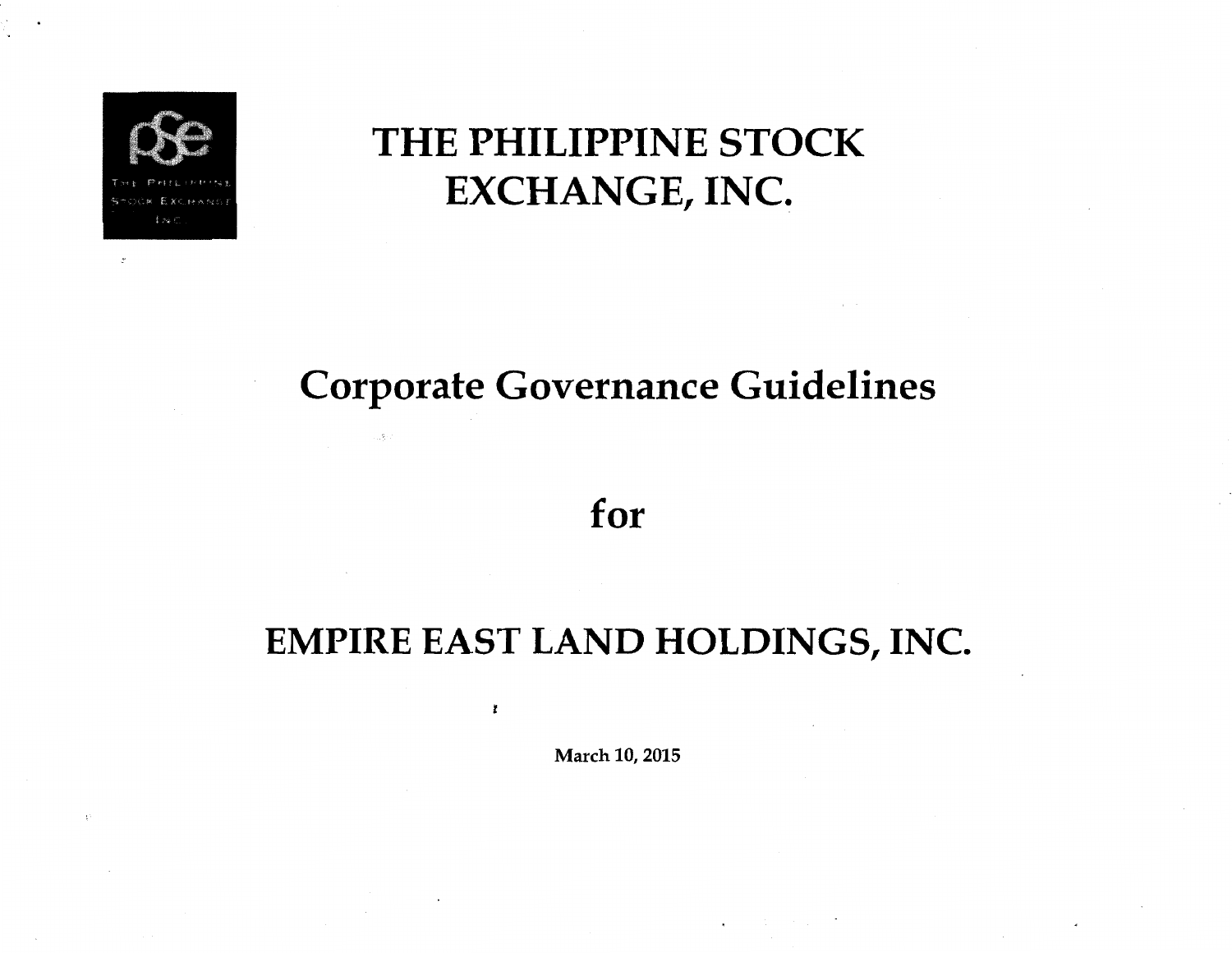# THE PHILIPPINE STOCK EXCHANGE, INC.

# Corporate Governance Guidelines

# for

# EMPIRE EAST LAND HOLDINGS, INC.

March 10, 2015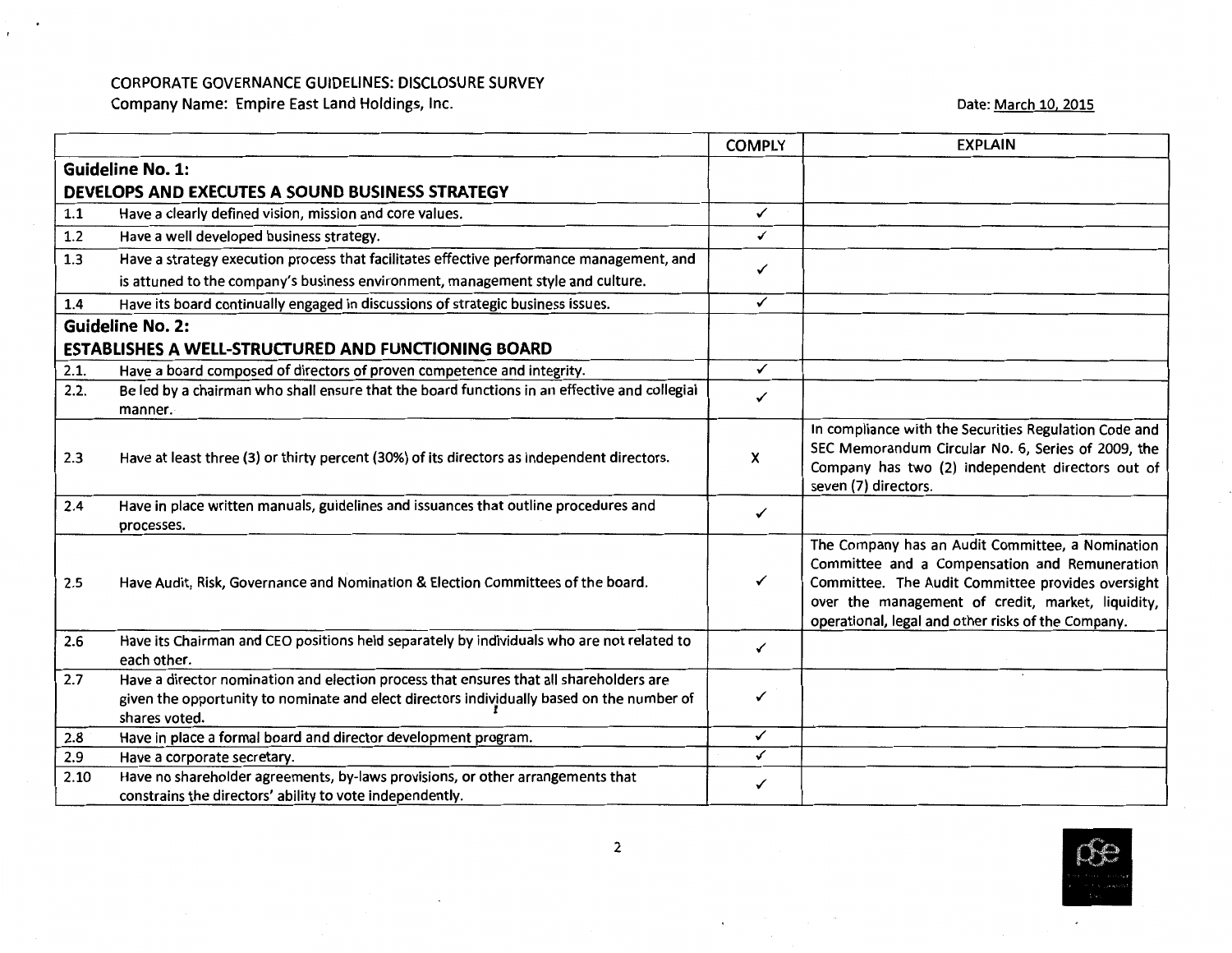CORPORATE GOVERNANCE GUIDELINES: DISCLOSURE SURVEY

Company Name: Empire East Land Holdings, Inc.

Date: March 10, 2015

| | | COMPLY | EXPLAIN |
|---|---|---|---|
| **Guideline No. 1:** **DEVELOPS AND EXECUTES A SOUND BUSINESS STRATEGY** | | | |
| 1.1 | Have a clearly defined vision, mission and core values. | ✓ | |
| 1.2 | Have a well developed business strategy. | ✓ | |
| 1.3 | Have a strategy execution process that facilitates effective performance management, and is attuned to the company's business environment, management style and culture. | ✓ | |
| 1.4 | Have its board continually engaged in discussions of strategic business issues. | ✓ | |
| **Guideline No. 2:** **ESTABLISHES A WELL-STRUCTURED AND FUNCTIONING BOARD** | | | |
| 2.1. | Have a board composed of directors of proven competence and integrity. | ✓ | |
| 2.2. | Be led by a chairman who shall ensure that the board functions in an effective and collegial manner. | ✓ | |
| 2.3 | Have at least three (3) or thirty percent (30%) of its directors as independent directors. | X | In compliance with the Securities Regulation Code and SEC Memorandum Circular No. 6, Series of 2009, the Company has two (2) independent directors out of seven (7) directors. |
| 2.4 | Have in place written manuals, guidelines and issuances that outline procedures and processes. | ✓ | |
| 2.5 | Have Audit, Risk, Governance and Nomination & Election Committees of the board. | ✓ | The Company has an Audit Committee, a Nomination Committee and a Compensation and Remuneration Committee. The Audit Committee provides oversight over the management of credit, market, liquidity, operational, legal and other risks of the Company. |
| 2.6 | Have its Chairman and CEO positions held separately by individuals who are not related to each other. | ✓ | |
| 2.7 | Have a director nomination and election process that ensures that all shareholders are given the opportunity to nominate and elect directors individually based on the number of shares voted. | ✓ | |
| 2.8 | Have in place a formal board and director development program. | ✓ | |
| 2.9 | Have a corporate secretary. | ✓ | |
| 2.10 | Have no shareholder agreements, by-laws provisions, or other arrangements that constrains the directors' ability to vote independently. | ✓ | |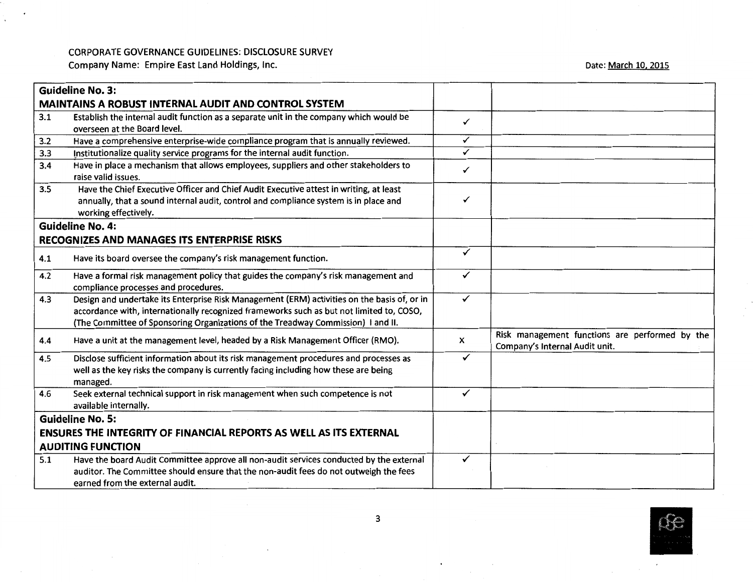CORPORATE GOVERNANCE GUIDELINES: DISCLOSURE SURVEY

Company Name: Empire East Land Holdings, Inc.

Date: March 10, 2015

| Guideline No. 3: MAINTAINS A ROBUST INTERNAL AUDIT AND CONTROL SYSTEM | | | |
|---|---|---|---|
| 3.1 | Establish the internal audit function as a separate unit in the company which would be overseen at the Board level. | ✓ | |
| 3.2 | Have a comprehensive enterprise-wide compliance program that is annually reviewed. | ✓ | |
| 3.3 | Institutionalize quality service programs for the internal audit function. | ✓ | |
| 3.4 | Have in place a mechanism that allows employees, suppliers and other stakeholders to raise valid issues. | ✓ | |
| 3.5 | Have the Chief Executive Officer and Chief Audit Executive attest in writing, at least annually, that a sound internal audit, control and compliance system is in place and working effectively. | ✓ | |
| **Guideline No. 4: RECOGNIZES AND MANAGES ITS ENTERPRISE RISKS** | | | |
| 4.1 | Have its board oversee the company's risk management function. | ✓ | |
| 4.2 | Have a formal risk management policy that guides the company's risk management and compliance processes and procedures. | ✓ | |
| 4.3 | Design and undertake its Enterprise Risk Management (ERM) activities on the basis of, or in accordance with, internationally recognized frameworks such as but not limited to, COSO, (The Committee of Sponsoring Organizations of the Treadway Commission) I and II. | ✓ | |
| 4.4 | Have a unit at the management level, headed by a Risk Management Officer (RMO). | X | Risk management functions are performed by the Company's Internal Audit unit. |
| 4.5 | Disclose sufficient information about its risk management procedures and processes as well as the key risks the company is currently facing including how these are being managed. | ✓ | |
| 4.6 | Seek external technical support in risk management when such competence is not available internally. | ✓ | |
| **Guideline No. 5: ENSURES THE INTEGRITY OF FINANCIAL REPORTS AS WELL AS ITS EXTERNAL AUDITING FUNCTION** | | | |
| 5.1 | Have the board Audit Committee approve all non-audit services conducted by the external auditor. The Committee should ensure that the non-audit fees do not outweigh the fees earned from the external audit. | ✓ | |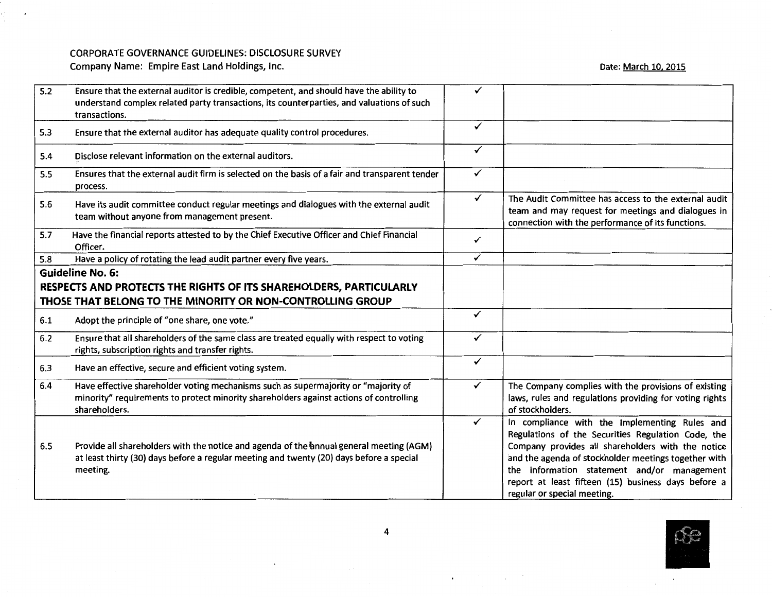CORPORATE GOVERNANCE GUIDELINES: DISCLOSURE SURVEY
Company Name: Empire East Land Holdings, Inc.

Date: March 10, 2015

| | | | |
|---|---|---|---|
| 5.2 | Ensure that the external auditor is credible, competent, and should have the ability to understand complex related party transactions, its counterparties, and valuations of such transactions. | ✓ | |
| 5.3 | Ensure that the external auditor has adequate quality control procedures. | ✓ | |
| 5.4 | Disclose relevant information on the external auditors. | ✓ | |
| 5.5 | Ensures that the external audit firm is selected on the basis of a fair and transparent tender process. | ✓ | |
| 5.6 | Have its audit committee conduct regular meetings and dialogues with the external audit team without anyone from management present. | ✓ | The Audit Committee has access to the external audit team and may request for meetings and dialogues in connection with the performance of its functions. |
| 5.7 | Have the financial reports attested to by the Chief Executive Officer and Chief Financial Officer. | ✓ | |
| 5.8 | Have a policy of rotating the lead audit partner every five years. | ✓ | |
| **Guideline No. 6:** | **RESPECTS AND PROTECTS THE RIGHTS OF ITS SHAREHOLDERS, PARTICULARLY THOSE THAT BELONG TO THE MINORITY OR NON-CONTROLLING GROUP** | | |
| 6.1 | Adopt the principle of "one share, one vote." | ✓ | |
| 6.2 | Ensure that all shareholders of the same class are treated equally with respect to voting rights, subscription rights and transfer rights. | ✓ | |
| 6.3 | Have an effective, secure and efficient voting system. | ✓ | |
| 6.4 | Have effective shareholder voting mechanisms such as supermajority or "majority of minority" requirements to protect minority shareholders against actions of controlling shareholders. | ✓ | The Company complies with the provisions of existing laws, rules and regulations providing for voting rights of stockholders. |
| 6.5 | Provide all shareholders with the notice and agenda of the annual general meeting (AGM) at least thirty (30) days before a regular meeting and twenty (20) days before a special meeting. | ✓ | In compliance with the Implementing Rules and Regulations of the Securities Regulation Code, the Company provides all shareholders with the notice and the agenda of stockholder meetings together with the information statement and/or management report at least fifteen (15) business days before a regular or special meeting. |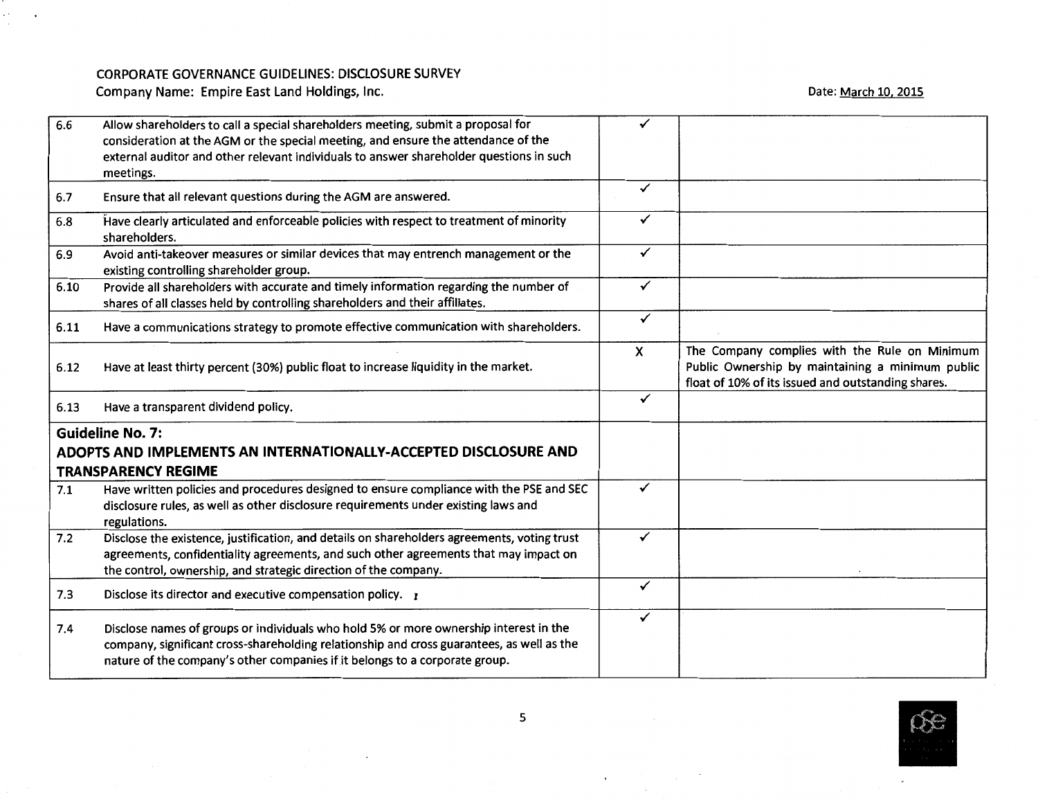CORPORATE GOVERNANCE GUIDELINES: DISCLOSURE SURVEY

Company Name: Empire East Land Holdings, Inc.

Date: March 10, 2015

| | | | |
|---|---|---|---|
| 6.6 | Allow shareholders to call a special shareholders meeting, submit a proposal for consideration at the AGM or the special meeting, and ensure the attendance of the external auditor and other relevant individuals to answer shareholder questions in such meetings. | ✓ | |
| 6.7 | Ensure that all relevant questions during the AGM are answered. | ✓ | |
| 6.8 | Have clearly articulated and enforceable policies with respect to treatment of minority shareholders. | ✓ | |
| 6.9 | Avoid anti-takeover measures or similar devices that may entrench management or the existing controlling shareholder group. | ✓ | |
| 6.10 | Provide all shareholders with accurate and timely information regarding the number of shares of all classes held by controlling shareholders and their affiliates. | ✓ | |
| 6.11 | Have a communications strategy to promote effective communication with shareholders. | ✓ | |
| 6.12 | Have at least thirty percent (30%) public float to increase liquidity in the market. | X | The Company complies with the Rule on Minimum Public Ownership by maintaining a minimum public float of 10% of its issued and outstanding shares. |
| 6.13 | Have a transparent dividend policy. | ✓ | |
| **Guideline No. 7: ADOPTS AND IMPLEMENTS AN INTERNATIONALLY-ACCEPTED DISCLOSURE AND TRANSPARENCY REGIME** | | | |
| 7.1 | Have written policies and procedures designed to ensure compliance with the PSE and SEC disclosure rules, as well as other disclosure requirements under existing laws and regulations. | ✓ | |
| 7.2 | Disclose the existence, justification, and details on shareholders agreements, voting trust agreements, confidentiality agreements, and such other agreements that may impact on the control, ownership, and strategic direction of the company. | ✓ | |
| 7.3 | Disclose its director and executive compensation policy. | ✓ | |
| 7.4 | Disclose names of groups or individuals who hold 5% or more ownership interest in the company, significant cross-shareholding relationship and cross guarantees, as well as the nature of the company's other companies if it belongs to a corporate group. | ✓ | |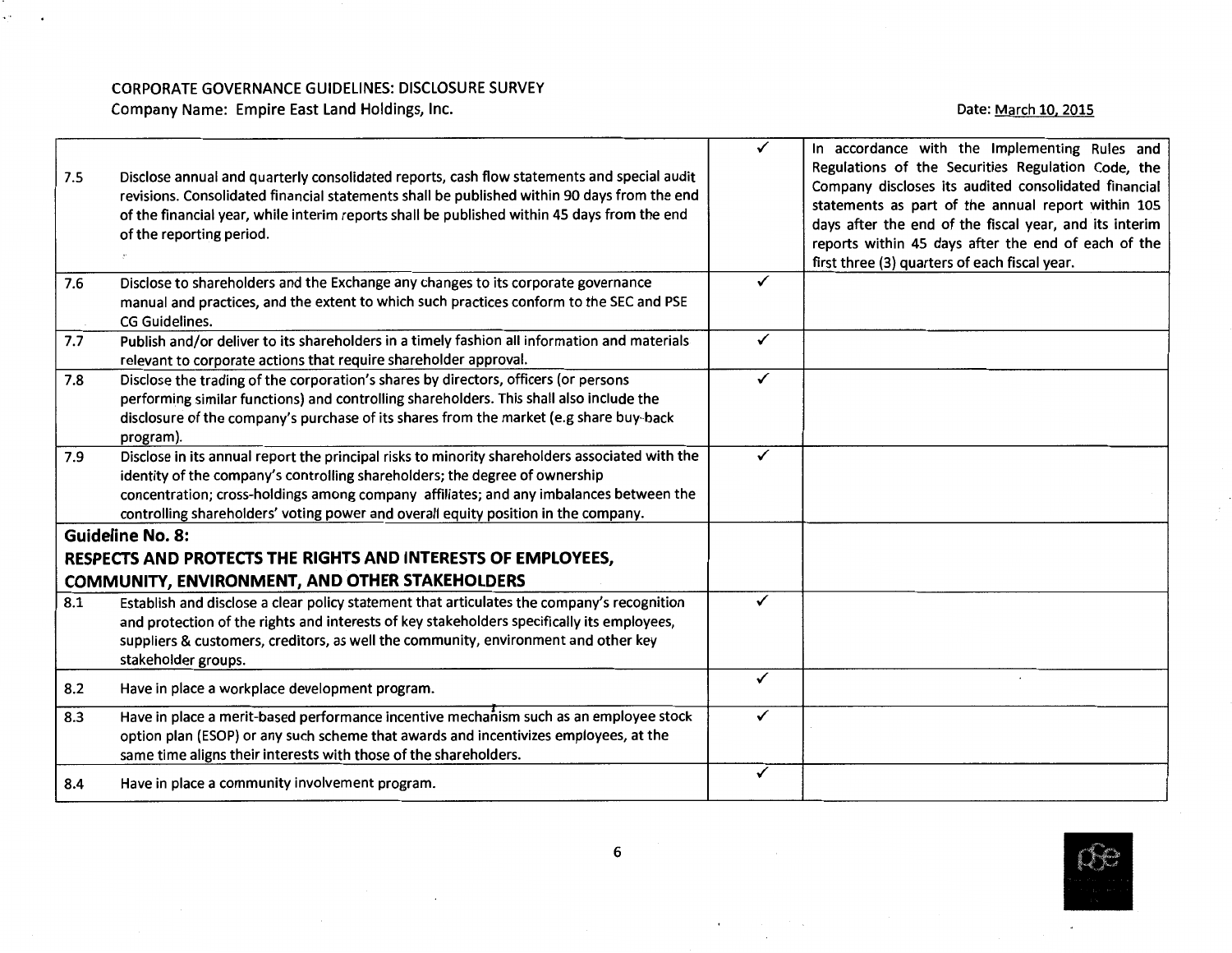CORPORATE GOVERNANCE GUIDELINES: DISCLOSURE SURVEY

Company Name: Empire East Land Holdings, Inc.

Date: March 10, 2015

| | | | |
|---|---|---|---|
| 7.5 | Disclose annual and quarterly consolidated reports, cash flow statements and special audit revisions. Consolidated financial statements shall be published within 90 days from the end of the financial year, while interim reports shall be published within 45 days from the end of the reporting period. | ✓ | In accordance with the Implementing Rules and Regulations of the Securities Regulation Code, the Company discloses its audited consolidated financial statements as part of the annual report within 105 days after the end of the fiscal year, and its interim reports within 45 days after the end of each of the first three (3) quarters of each fiscal year. |
| 7.6 | Disclose to shareholders and the Exchange any changes to its corporate governance manual and practices, and the extent to which such practices conform to the SEC and PSE CG Guidelines. | ✓ | |
| 7.7 | Publish and/or deliver to its shareholders in a timely fashion all information and materials relevant to corporate actions that require shareholder approval. | ✓ | |
| 7.8 | Disclose the trading of the corporation's shares by directors, officers (or persons performing similar functions) and controlling shareholders. This shall also include the disclosure of the company's purchase of its shares from the market (e.g share buy-back program). | ✓ | |
| 7.9 | Disclose in its annual report the principal risks to minority shareholders associated with the identity of the company's controlling shareholders; the degree of ownership concentration; cross-holdings among company affiliates; and any imbalances between the controlling shareholders' voting power and overall equity position in the company. | ✓ | |
| **Guideline No. 8:** | **RESPECTS AND PROTECTS THE RIGHTS AND INTERESTS OF EMPLOYEES, COMMUNITY, ENVIRONMENT, AND OTHER STAKEHOLDERS** | | |
| 8.1 | Establish and disclose a clear policy statement that articulates the company's recognition and protection of the rights and interests of key stakeholders specifically its employees, suppliers & customers, creditors, as well the community, environment and other key stakeholder groups. | ✓ | |
| 8.2 | Have in place a workplace development program. | ✓ | |
| 8.3 | Have in place a merit-based performance incentive mechanism such as an employee stock option plan (ESOP) or any such scheme that awards and incentivizes employees, at the same time aligns their interests with those of the shareholders. | ✓ | |
| 8.4 | Have in place a community involvement program. | ✓ | |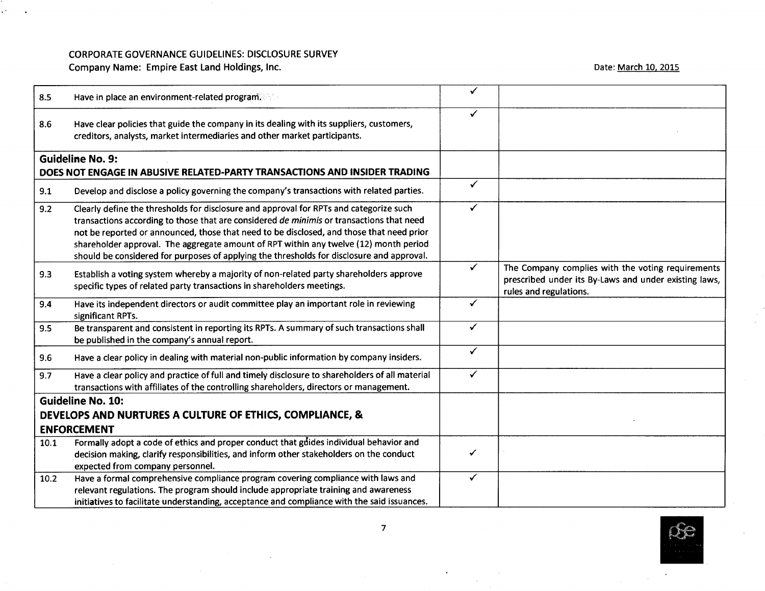CORPORATE GOVERNANCE GUIDELINES: DISCLOSURE SURVEY

Company Name: Empire East Land Holdings, Inc.

Date: March 10, 2015

| | | | |
|---|---|---|---|
| 8.5 | Have in place an environment-related program. | ✓ | |
| 8.6 | Have clear policies that guide the company in its dealing with its suppliers, customers, creditors, analysts, market intermediaries and other market participants. | ✓ | |
| **Guideline No. 9: DOES NOT ENGAGE IN ABUSIVE RELATED-PARTY TRANSACTIONS AND INSIDER TRADING** | | | |
| 9.1 | Develop and disclose a policy governing the company's transactions with related parties. | ✓ | |
| 9.2 | Clearly define the thresholds for disclosure and approval for RPTs and categorize such transactions according to those that are considered *de minimis* or transactions that need not be reported or announced, those that need to be disclosed, and those that need prior shareholder approval. The aggregate amount of RPT within any twelve (12) month period should be considered for purposes of applying the thresholds for disclosure and approval. | ✓ | |
| 9.3 | Establish a voting system whereby a majority of non-related party shareholders approve specific types of related party transactions in shareholders meetings. | ✓ | The Company complies with the voting requirements prescribed under its By-Laws and under existing laws, rules and regulations. |
| 9.4 | Have its independent directors or audit committee play an important role in reviewing significant RPTs. | ✓ | |
| 9.5 | Be transparent and consistent in reporting its RPTs. A summary of such transactions shall be published in the company's annual report. | ✓ | |
| 9.6 | Have a clear policy in dealing with material non-public information by company insiders. | ✓ | |
| 9.7 | Have a clear policy and practice of full and timely disclosure to shareholders of all material transactions with affiliates of the controlling shareholders, directors or management. | ✓ | |
| **Guideline No. 10: DEVELOPS AND NURTURES A CULTURE OF ETHICS, COMPLIANCE, & ENFORCEMENT** | | | |
| 10.1 | Formally adopt a code of ethics and proper conduct that guides individual behavior and decision making, clarify responsibilities, and inform other stakeholders on the conduct expected from company personnel. | ✓ | |
| 10.2 | Have a formal comprehensive compliance program covering compliance with laws and relevant regulations. The program should include appropriate training and awareness initiatives to facilitate understanding, acceptance and compliance with the said issuances. | ✓ | |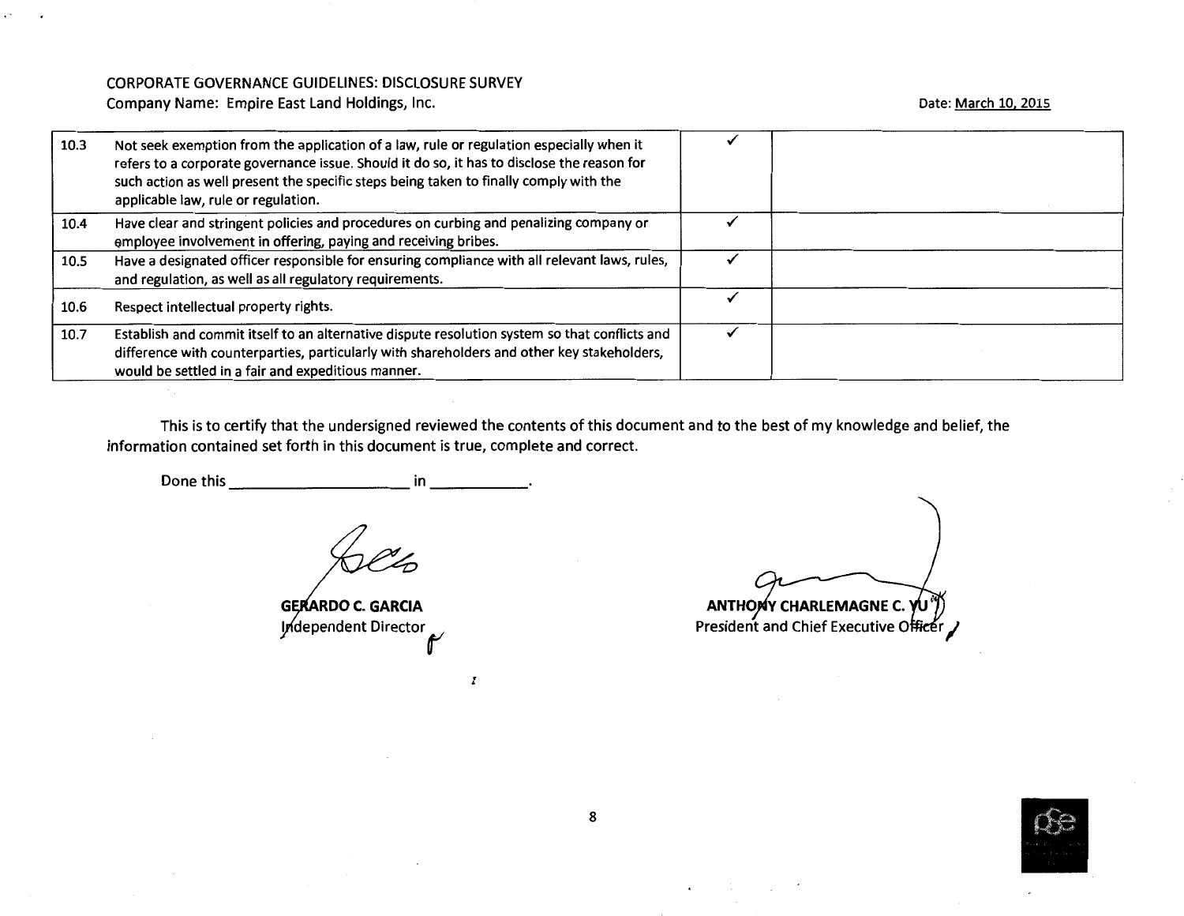CORPORATE GOVERNANCE GUIDELINES: DISCLOSURE SURVEY

Company Name: Empire East Land Holdings, Inc.

Date: March 10, 2015

| | | | |
|---|---|---|---|
| 10.3 | Not seek exemption from the application of a law, rule or regulation especially when it refers to a corporate governance issue. Should it do so, it has to disclose the reason for such action as well present the specific steps being taken to finally comply with the applicable law, rule or regulation. | ✓ | |
| 10.4 | Have clear and stringent policies and procedures on curbing and penalizing company or employee involvement in offering, paying and receiving bribes. | ✓ | |
| 10.5 | Have a designated officer responsible for ensuring compliance with all relevant laws, rules, and regulation, as well as all regulatory requirements. | ✓ | |
| 10.6 | Respect intellectual property rights. | ✓ | |
| 10.7 | Establish and commit itself to an alternative dispute resolution system so that conflicts and difference with counterparties, particularly with shareholders and other key stakeholders, would be settled in a fair and expeditious manner. | ✓ | |

This is to certify that the undersigned reviewed the contents of this document and to the best of my knowledge and belief, the information contained set forth in this document is true, complete and correct.

Done this \_\_\_\_\_\_\_\_\_\_\_\_\_\_\_\_\_\_\_\_ in \_\_\_\_\_\_\_\_\_\_\_.

**GERARDO C. GARCIA**
Independent Director

**ANTHONY CHARLEMAGNE C. YU**
President and Chief Executive Officer